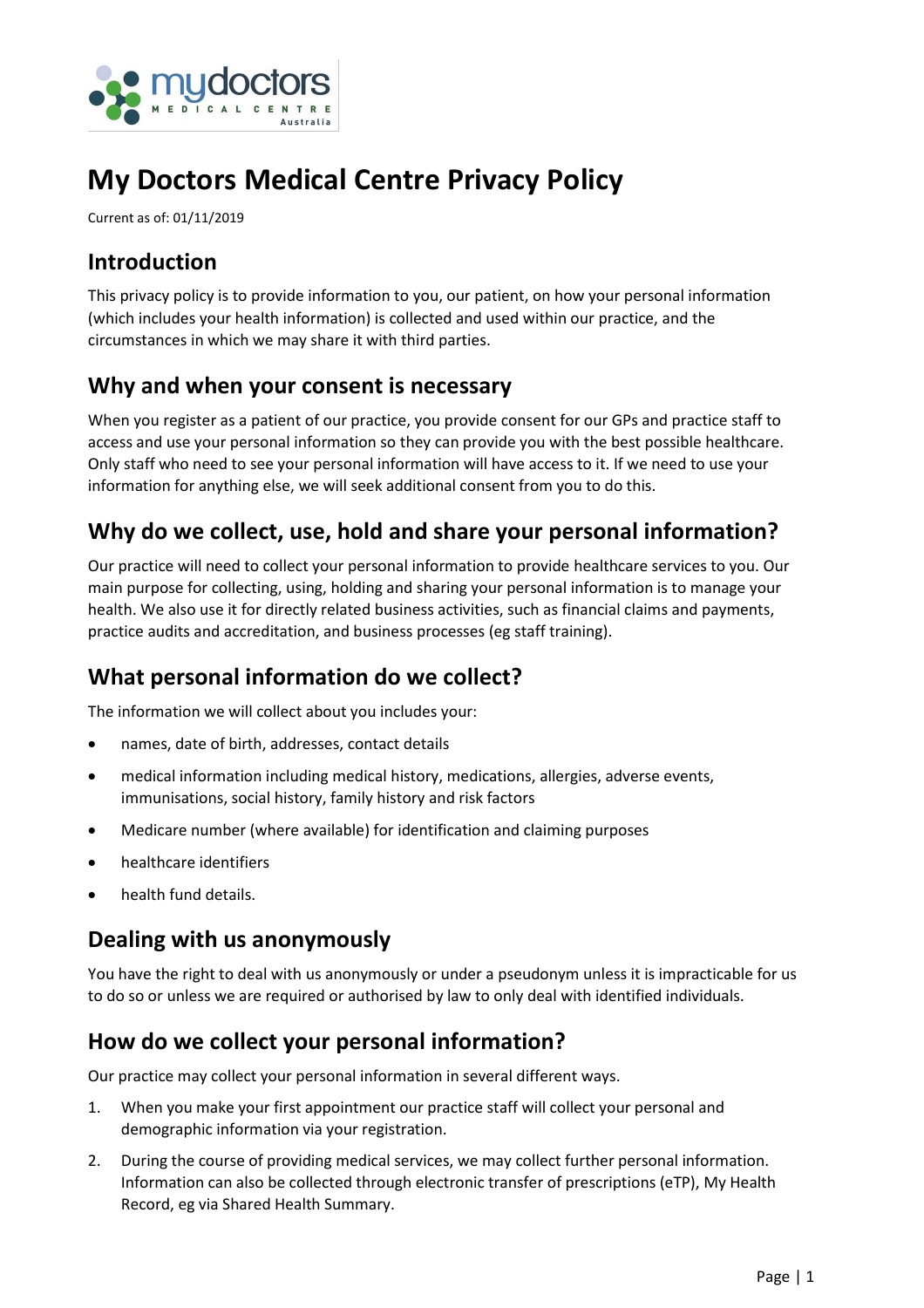# My Doctors Medical Centre Privacy Policy

Current as of: 01/11/2019

## Introduction

This privacy policy is to provide information to you, our patient, on how your personal information (which includes your health information) is collected and used within our practice, and the circumstances in which we may share it with third parties.

## Why and when your consent is necessary

When you register as a patient of our practice, you provide consent for our GPs and practice staff to access and use your personal information so they can provide you with the best possible healthcare. Only staff who need to see your personal information will have access to it. If we need to use your information for anything else, we will seek additional consent from you to do this.

## Why do we collect, use, hold and share your personal information?

Our practice will need to collect your personal information to provide healthcare services to you. Our main purpose for collecting, using, holding and sharing your personal information is to manage your health. We also use it for directly related business activities, such as financial claims and payments, practice audits and accreditation, and business processes (eg staff training).

## What personal information do we collect?

The information we will collect about you includes your:

- names, date of birth, addresses, contact details
- medical information including medical history, medications, allergies, adverse events, immunisations, social history, family history and risk factors
- Medicare number (where available) for identification and claiming purposes
- healthcare identifiers
- health fund details.

## Dealing with us anonymously

You have the right to deal with us anonymously or under a pseudonym unless it is impracticable for us to do so or unless we are required or authorised by law to only deal with identified individuals.

## How do we collect your personal information?

Our practice may collect your personal information in several different ways.

1. When you make your first appointment our practice staff will collect your personal and demographic information via your registration.
2. During the course of providing medical services, we may collect further personal information. Information can also be collected through electronic transfer of prescriptions (eTP), My Health Record, eg via Shared Health Summary.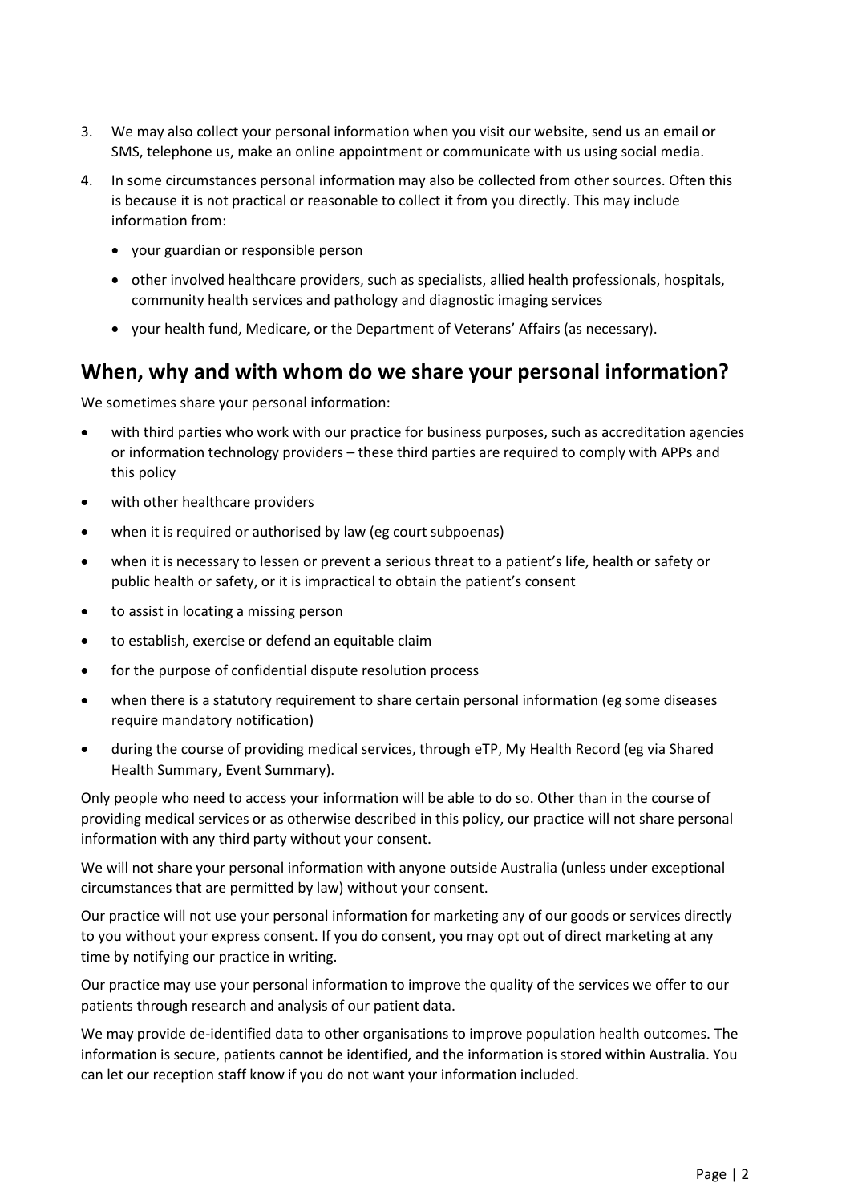3. We may also collect your personal information when you visit our website, send us an email or SMS, telephone us, make an online appointment or communicate with us using social media.
4. In some circumstances personal information may also be collected from other sources. Often this is because it is not practical or reasonable to collect it from you directly. This may include information from:
    - your guardian or responsible person
    - other involved healthcare providers, such as specialists, allied health professionals, hospitals, community health services and pathology and diagnostic imaging services
    - your health fund, Medicare, or the Department of Veterans' Affairs (as necessary).

## When, why and with whom do we share your personal information?

We sometimes share your personal information:

- with third parties who work with our practice for business purposes, such as accreditation agencies or information technology providers – these third parties are required to comply with APPs and this policy
- with other healthcare providers
- when it is required or authorised by law (eg court subpoenas)
- when it is necessary to lessen or prevent a serious threat to a patient's life, health or safety or public health or safety, or it is impractical to obtain the patient's consent
- to assist in locating a missing person
- to establish, exercise or defend an equitable claim
- for the purpose of confidential dispute resolution process
- when there is a statutory requirement to share certain personal information (eg some diseases require mandatory notification)
- during the course of providing medical services, through eTP, My Health Record (eg via Shared Health Summary, Event Summary).

Only people who need to access your information will be able to do so. Other than in the course of providing medical services or as otherwise described in this policy, our practice will not share personal information with any third party without your consent.

We will not share your personal information with anyone outside Australia (unless under exceptional circumstances that are permitted by law) without your consent.

Our practice will not use your personal information for marketing any of our goods or services directly to you without your express consent. If you do consent, you may opt out of direct marketing at any time by notifying our practice in writing.

Our practice may use your personal information to improve the quality of the services we offer to our patients through research and analysis of our patient data.

We may provide de-identified data to other organisations to improve population health outcomes. The information is secure, patients cannot be identified, and the information is stored within Australia. You can let our reception staff know if you do not want your information included.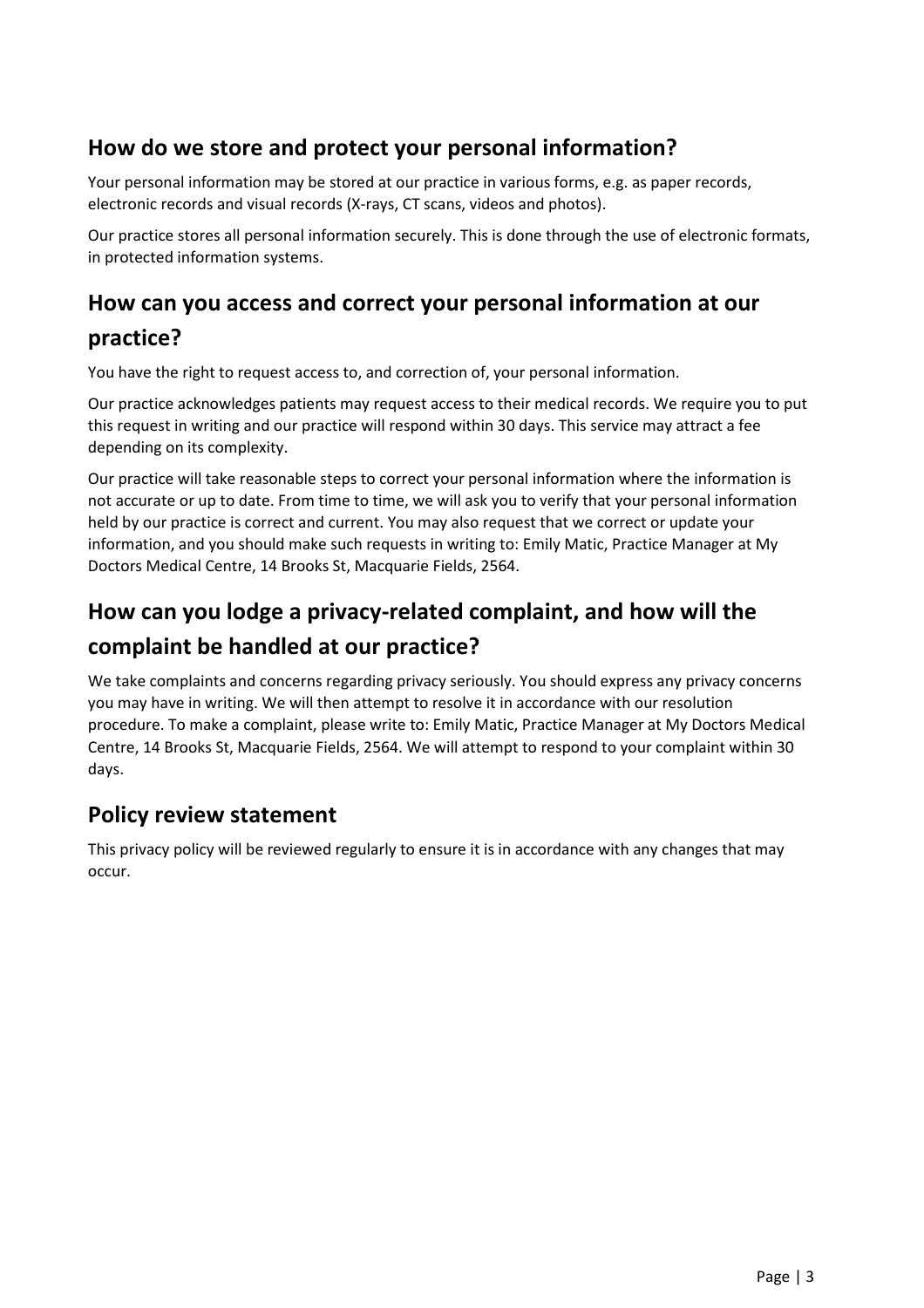## How do we store and protect your personal information?

Your personal information may be stored at our practice in various forms, e.g. as paper records, electronic records and visual records (X-rays, CT scans, videos and photos).

Our practice stores all personal information securely. This is done through the use of electronic formats, in protected information systems.

## How can you access and correct your personal information at our practice?

You have the right to request access to, and correction of, your personal information.

Our practice acknowledges patients may request access to their medical records. We require you to put this request in writing and our practice will respond within 30 days. This service may attract a fee depending on its complexity.

Our practice will take reasonable steps to correct your personal information where the information is not accurate or up to date. From time to time, we will ask you to verify that your personal information held by our practice is correct and current. You may also request that we correct or update your information, and you should make such requests in writing to: Emily Matic, Practice Manager at My Doctors Medical Centre, 14 Brooks St, Macquarie Fields, 2564.

## How can you lodge a privacy-related complaint, and how will the complaint be handled at our practice?

We take complaints and concerns regarding privacy seriously. You should express any privacy concerns you may have in writing. We will then attempt to resolve it in accordance with our resolution procedure. To make a complaint, please write to: Emily Matic, Practice Manager at My Doctors Medical Centre, 14 Brooks St, Macquarie Fields, 2564. We will attempt to respond to your complaint within 30 days.

## Policy review statement

This privacy policy will be reviewed regularly to ensure it is in accordance with any changes that may occur.